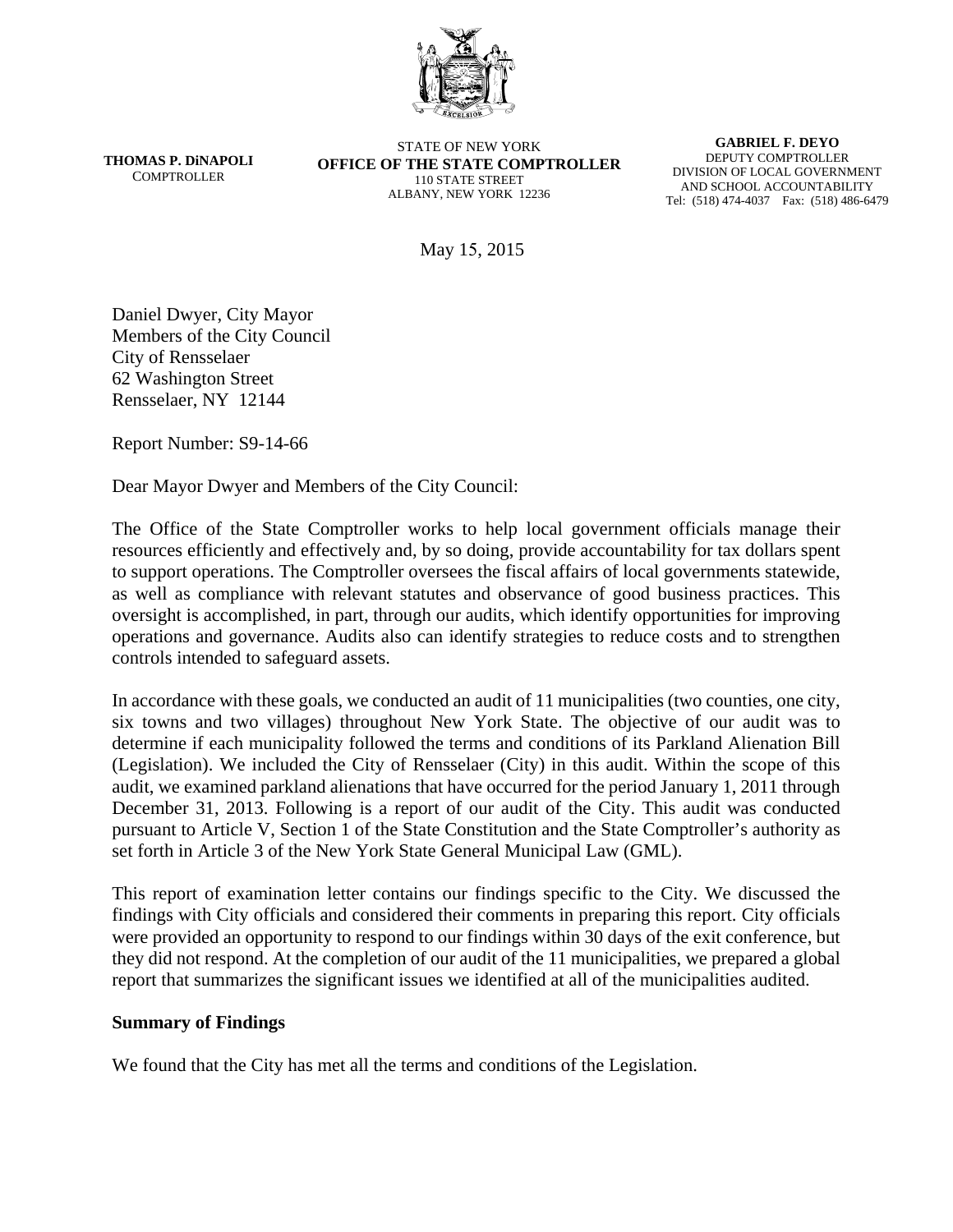**THOMAS P. DiNAPOLI**
COMPTROLLER

STATE OF NEW YORK
**OFFICE OF THE STATE COMPTROLLER**
110 STATE STREET
ALBANY, NEW YORK 12236

**GABRIEL F. DEYO**
DEPUTY COMPTROLLER
DIVISION OF LOCAL GOVERNMENT
AND SCHOOL ACCOUNTABILITY
Tel: (518) 474-4037 Fax: (518) 486-6479

May 15, 2015

Daniel Dwyer, City Mayor
Members of the City Council
City of Rensselaer
62 Washington Street
Rensselaer, NY 12144

Report Number: S9-14-66

Dear Mayor Dwyer and Members of the City Council:

The Office of the State Comptroller works to help local government officials manage their resources efficiently and effectively and, by so doing, provide accountability for tax dollars spent to support operations. The Comptroller oversees the fiscal affairs of local governments statewide, as well as compliance with relevant statutes and observance of good business practices. This oversight is accomplished, in part, through our audits, which identify opportunities for improving operations and governance. Audits also can identify strategies to reduce costs and to strengthen controls intended to safeguard assets.

In accordance with these goals, we conducted an audit of 11 municipalities (two counties, one city, six towns and two villages) throughout New York State. The objective of our audit was to determine if each municipality followed the terms and conditions of its Parkland Alienation Bill (Legislation). We included the City of Rensselaer (City) in this audit. Within the scope of this audit, we examined parkland alienations that have occurred for the period January 1, 2011 through December 31, 2013. Following is a report of our audit of the City. This audit was conducted pursuant to Article V, Section 1 of the State Constitution and the State Comptroller's authority as set forth in Article 3 of the New York State General Municipal Law (GML).

This report of examination letter contains our findings specific to the City. We discussed the findings with City officials and considered their comments in preparing this report. City officials were provided an opportunity to respond to our findings within 30 days of the exit conference, but they did not respond. At the completion of our audit of the 11 municipalities, we prepared a global report that summarizes the significant issues we identified at all of the municipalities audited.

## Summary of Findings

We found that the City has met all the terms and conditions of the Legislation.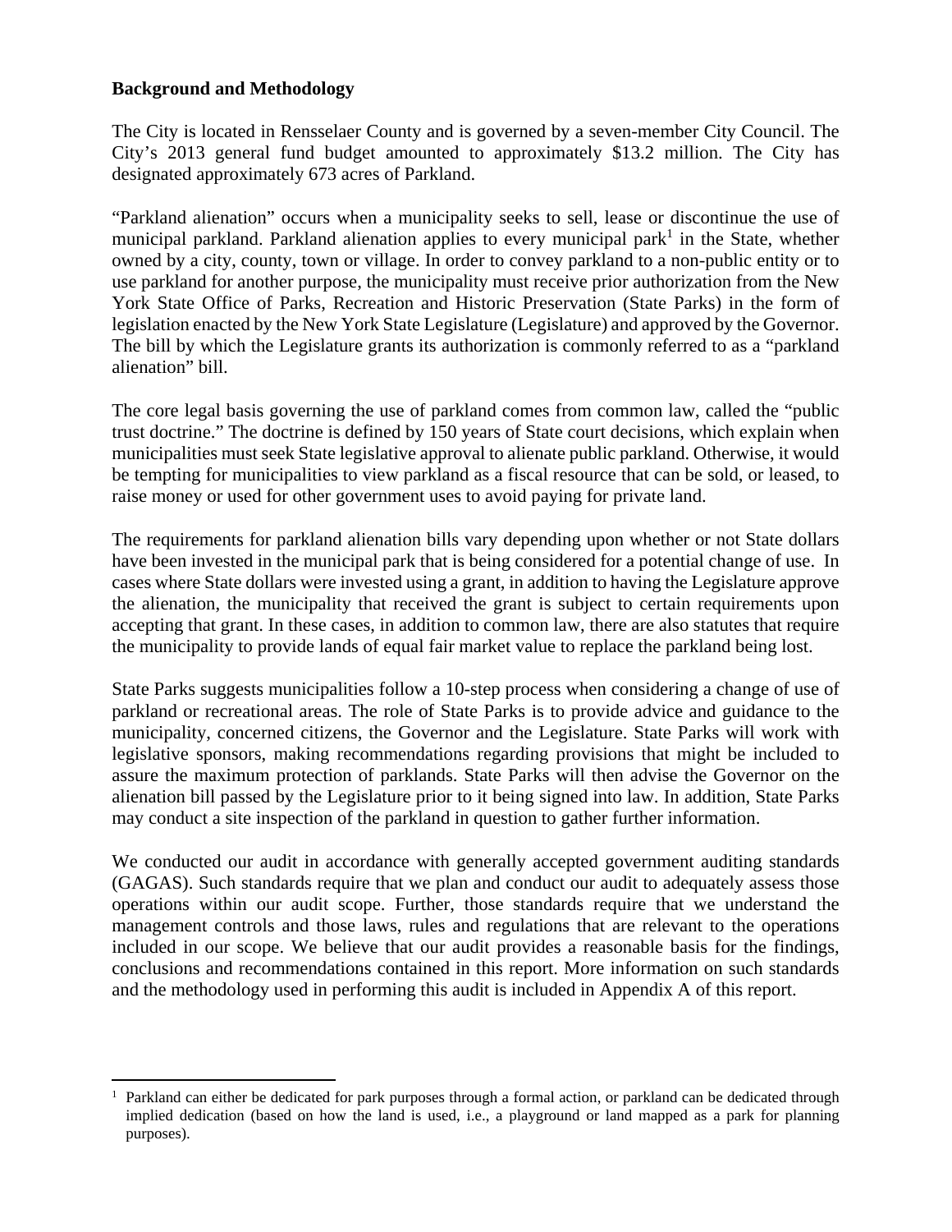**Background and Methodology**

The City is located in Rensselaer County and is governed by a seven-member City Council. The City's 2013 general fund budget amounted to approximately $13.2 million. The City has designated approximately 673 acres of Parkland.

"Parkland alienation" occurs when a municipality seeks to sell, lease or discontinue the use of municipal parkland. Parkland alienation applies to every municipal park[1] in the State, whether owned by a city, county, town or village. In order to convey parkland to a non-public entity or to use parkland for another purpose, the municipality must receive prior authorization from the New York State Office of Parks, Recreation and Historic Preservation (State Parks) in the form of legislation enacted by the New York State Legislature (Legislature) and approved by the Governor. The bill by which the Legislature grants its authorization is commonly referred to as a "parkland alienation" bill.

The core legal basis governing the use of parkland comes from common law, called the "public trust doctrine." The doctrine is defined by 150 years of State court decisions, which explain when municipalities must seek State legislative approval to alienate public parkland. Otherwise, it would be tempting for municipalities to view parkland as a fiscal resource that can be sold, or leased, to raise money or used for other government uses to avoid paying for private land.

The requirements for parkland alienation bills vary depending upon whether or not State dollars have been invested in the municipal park that is being considered for a potential change of use. In cases where State dollars were invested using a grant, in addition to having the Legislature approve the alienation, the municipality that received the grant is subject to certain requirements upon accepting that grant. In these cases, in addition to common law, there are also statutes that require the municipality to provide lands of equal fair market value to replace the parkland being lost.

State Parks suggests municipalities follow a 10-step process when considering a change of use of parkland or recreational areas. The role of State Parks is to provide advice and guidance to the municipality, concerned citizens, the Governor and the Legislature. State Parks will work with legislative sponsors, making recommendations regarding provisions that might be included to assure the maximum protection of parklands. State Parks will then advise the Governor on the alienation bill passed by the Legislature prior to it being signed into law. In addition, State Parks may conduct a site inspection of the parkland in question to gather further information.

We conducted our audit in accordance with generally accepted government auditing standards (GAGAS). Such standards require that we plan and conduct our audit to adequately assess those operations within our audit scope. Further, those standards require that we understand the management controls and those laws, rules and regulations that are relevant to the operations included in our scope. We believe that our audit provides a reasonable basis for the findings, conclusions and recommendations contained in this report. More information on such standards and the methodology used in performing this audit is included in Appendix A of this report.

---

[1] Parkland can either be dedicated for park purposes through a formal action, or parkland can be dedicated through implied dedication (based on how the land is used, i.e., a playground or land mapped as a park for planning purposes).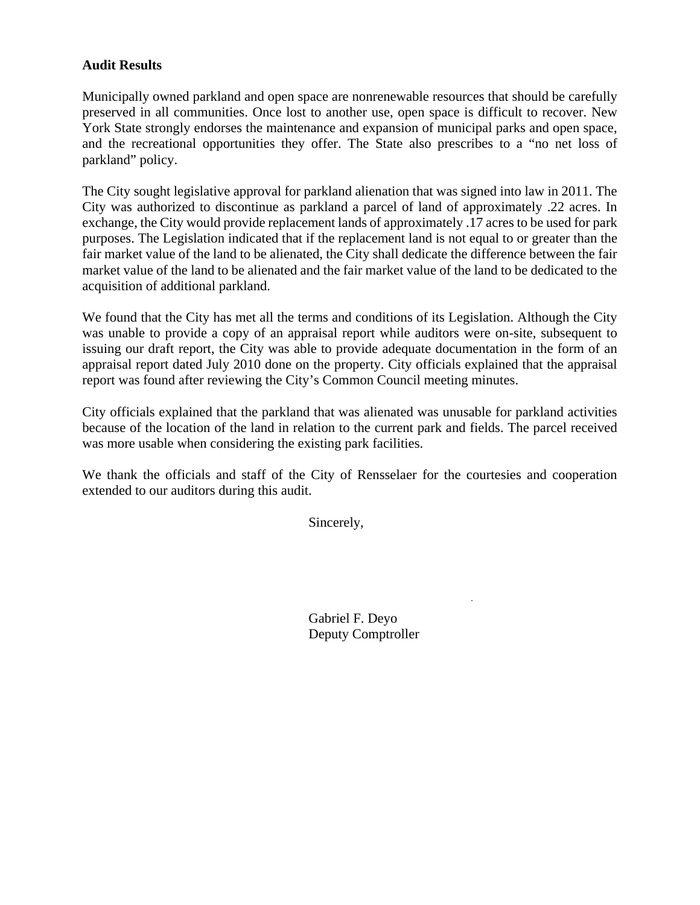**Audit Results**

Municipally owned parkland and open space are nonrenewable resources that should be carefully preserved in all communities. Once lost to another use, open space is difficult to recover. New York State strongly endorses the maintenance and expansion of municipal parks and open space, and the recreational opportunities they offer. The State also prescribes to a "no net loss of parkland" policy.

The City sought legislative approval for parkland alienation that was signed into law in 2011. The City was authorized to discontinue as parkland a parcel of land of approximately .22 acres. In exchange, the City would provide replacement lands of approximately .17 acres to be used for park purposes. The Legislation indicated that if the replacement land is not equal to or greater than the fair market value of the land to be alienated, the City shall dedicate the difference between the fair market value of the land to be alienated and the fair market value of the land to be dedicated to the acquisition of additional parkland.

We found that the City has met all the terms and conditions of its Legislation. Although the City was unable to provide a copy of an appraisal report while auditors were on-site, subsequent to issuing our draft report, the City was able to provide adequate documentation in the form of an appraisal report dated July 2010 done on the property. City officials explained that the appraisal report was found after reviewing the City's Common Council meeting minutes.

City officials explained that the parkland that was alienated was unusable for parkland activities because of the location of the land in relation to the current park and fields. The parcel received was more usable when considering the existing park facilities.

We thank the officials and staff of the City of Rensselaer for the courtesies and cooperation extended to our auditors during this audit.

Sincerely,

Gabriel F. Deyo
Deputy Comptroller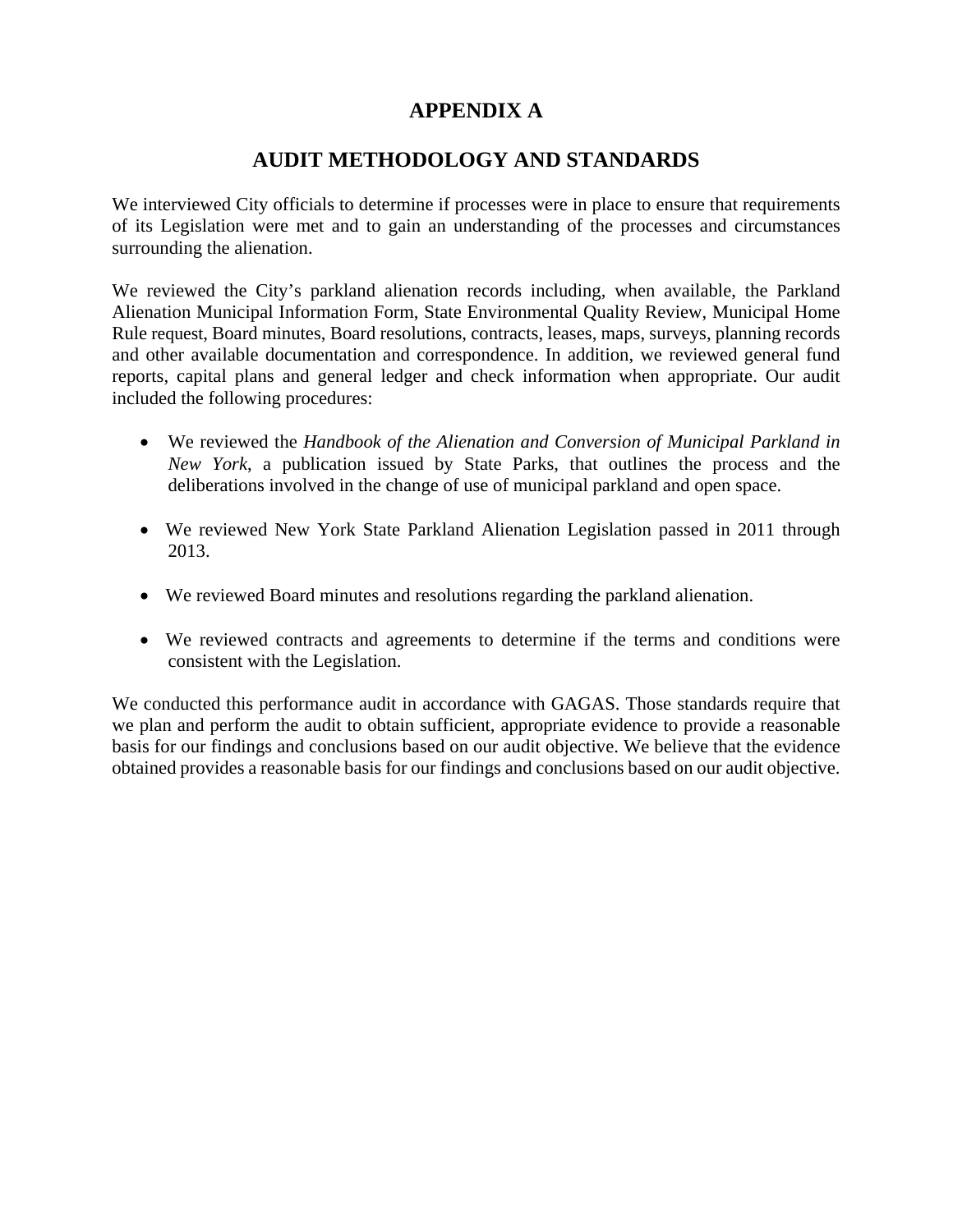# APPENDIX A

## AUDIT METHODOLOGY AND STANDARDS

We interviewed City officials to determine if processes were in place to ensure that requirements of its Legislation were met and to gain an understanding of the processes and circumstances surrounding the alienation.

We reviewed the City's parkland alienation records including, when available, the Parkland Alienation Municipal Information Form, State Environmental Quality Review, Municipal Home Rule request, Board minutes, Board resolutions, contracts, leases, maps, surveys, planning records and other available documentation and correspondence. In addition, we reviewed general fund reports, capital plans and general ledger and check information when appropriate. Our audit included the following procedures:

- We reviewed the *Handbook of the Alienation and Conversion of Municipal Parkland in New York*, a publication issued by State Parks, that outlines the process and the deliberations involved in the change of use of municipal parkland and open space.
- We reviewed New York State Parkland Alienation Legislation passed in 2011 through 2013.
- We reviewed Board minutes and resolutions regarding the parkland alienation.
- We reviewed contracts and agreements to determine if the terms and conditions were consistent with the Legislation.

We conducted this performance audit in accordance with GAGAS. Those standards require that we plan and perform the audit to obtain sufficient, appropriate evidence to provide a reasonable basis for our findings and conclusions based on our audit objective. We believe that the evidence obtained provides a reasonable basis for our findings and conclusions based on our audit objective.